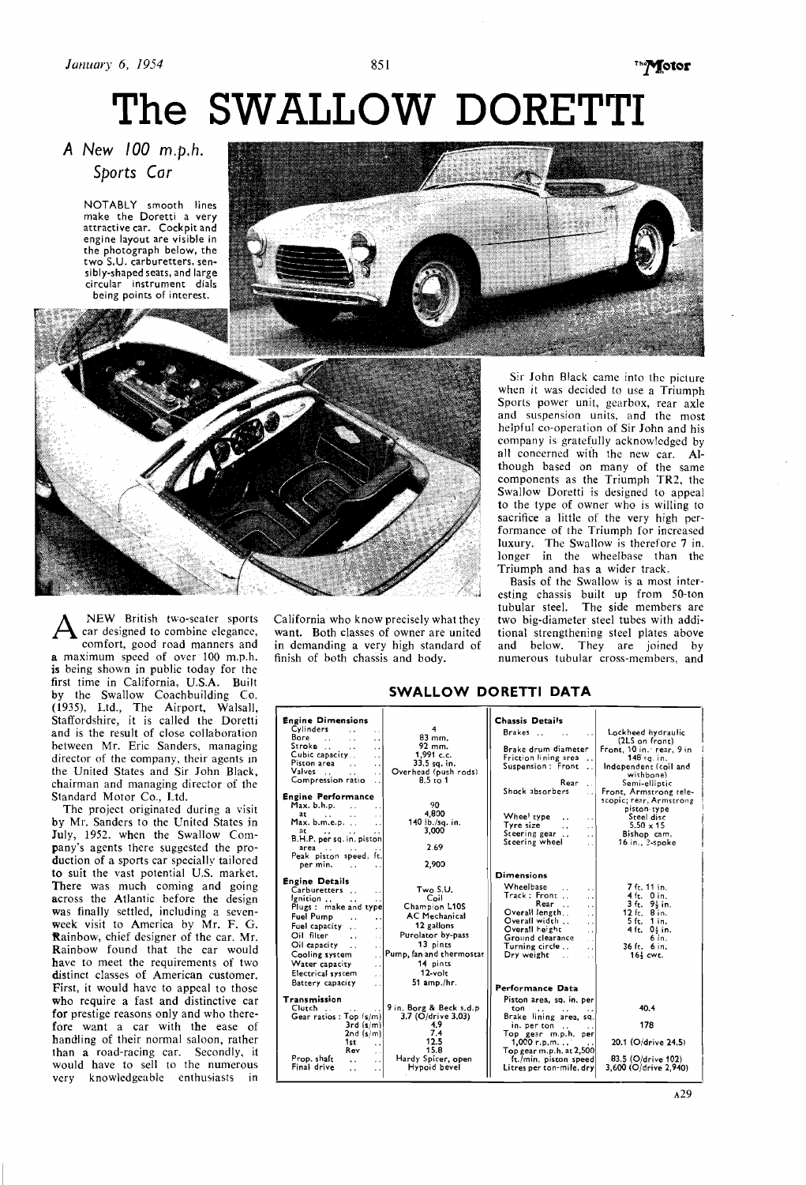# The SWALLOW DORETTI

*A New 100 m.p.h. Sports Car*

NOTABLY smooth lines make the Doretti a very attractive car. Cockpit and engine layout are visible in the photograph below, the two S.U. carburetters, sensibly-shaped seats, and large circular instrument dials being points of interest.

A NEW British two-seater sports car designed to combine elegance, comfort, good road manners and a maximum speed of over 100 m.p.h. is being shown in public today for the first time in California, U.S.A. Built by the Swallow Coachbuilding Co. (1935), Ltd., The Airport, Walsall, Staffordshire, it is called the Doretti and is the result of close collaboration between Mr. Eric Sanders, managing director of the company, their agents in the United States and Sir John Black, chairman and managing director of the Standard Motor Co., Ltd.

The project originated during a visit by Mr. Sanders to the United States in July, 1952, when the Swallow Company's agents there suggested the production of a sports car specially tailored to suit the vast potential U.S. market. There was much coming and going across the Atlantic before the design was finally settled, including a seven-week visit to America by Mr. F. G. Rainbow, chief designer of the car. Mr. Rainbow found that the car would have to meet the requirements of two distinct classes of American customer. First, it would have to appeal to those who require a fast and distinctive car for prestige reasons only and who therefore want a car with the ease of handling of their normal saloon, rather than a road-racing car. Secondly, it would have to sell to the numerous very knowledgeable enthusiasts in California who know precisely what they want. Both classes of owner are united in demanding a very high standard of finish of both chassis and body.

Sir John Black came into the picture when it was decided to use a Triumph Sports power unit, gearbox, rear axle and suspension units, and the most helpful co-operation of Sir John and his company is gratefully acknowledged by all concerned with the new car. Although based on many of the same components as the Triumph TR2, the Swallow Doretti is designed to appeal to the type of owner who is willing to sacrifice a little of the very high performance of the Triumph for increased luxury. The Swallow is therefore 7 in. longer in the wheelbase than the Triumph and has a wider track.

Basis of the Swallow is a most interesting chassis built up from 50-ton tubular steel. The side members are two big-diameter steel tubes with additional strengthening steel plates above and below. They are joined by numerous tubular cross-members, and

## SWALLOW DORETTI DATA

| **Engine Dimensions** | |
|---|---|
| Cylinders | 4 |
| Bore | 83 mm. |
| Stroke | 92 mm. |
| Cubic capacity | 1,991 c.c. |
| Piston area | 33.5 sq. in. |
| Valves | Overhead (push rods) |
| Compression ratio | 8.5 to 1 |
| **Engine Performance** | |
| Max. b.h.p. | 90 |
| at | 4,800 |
| Max. b.m.e.p. | 140 lb./sq. in. |
| at | 3,000 |
| B.H.P. per sq. in. piston area | 2.69 |
| Peak piston speed, ft. per min. | 2,900 |
| **Engine Details** | |
| Carburetters | Two S.U. |
| Ignition | Coil |
| Plugs: make and type | Champion L10S |
| Fuel Pump | AC Mechanical |
| Fuel capacity | 12 gallons |
| Oil filter | Purolator by-pass |
| Oil capacity | 13 pints |
| Cooling system | Pump, fan and thermostat |
| Water capacity | 14 pints |
| Electrical system | 12-volt |
| Battery capacity | 51 amp./hr. |
| **Transmission** | |
| Clutch | 9 in. Borg & Beck s.d.p |
| Gear ratios: Top (s/m) | 3.7 (O/drive 3.03) |
| 3rd (s/m) | 4.9 |
| 2nd (s/m) | 7.4 |
| 1st | 12.5 |
| Rev | 15.8 |
| Prop. shaft | Hardy Spicer, open |
| Final drive | Hypoid bevel |

| **Chassis Details** | |
|---|---|
| Brakes | Lockheed hydraulic (2LS on front) |
| Brake drum diameter | Front, 10 in.; rear, 9 in |
| Friction lining area | 148 sq. in. |
| Suspension: Front | Independent (coil and wishbone) |
| Rear | Semi-elliptic |
| Shock absorbers | Front, Armstrong telescopic; rear, Armstrong piston-type |
| Wheel type | Steel disc |
| Tyre size | 5.50 x 15 |
| Steering gear | Bishop cam. |
| Steering wheel | 16 in., 2-spoke |
| **Dimensions** | |
| Wheelbase | 7 ft. 11 in. |
| Track: Front | 4 ft. 0 in. |
| Rear | 3 ft. 9½ in. |
| Overall length | 12 ft. 8 in. |
| Overall width | 5 ft. 1 in. |
| Overall height | 4 ft. 0½ in. |
| Ground clearance | 6 in. |
| Turning circle | 36 ft. 6 in. |
| Dry weight | 16½ cwt. |
| **Performance Data** | |
| Piston area, sq. in. per ton | 40.4 |
| Brake lining area, sq. in. per ton | 178 |
| Top gear m.p.h. per 1,000 r.p.m. | 20.1 (O/drive 24.5) |
| Top gear m.p.h. at 2,500 ft./min. piston speed | 83.5 (O/drive 102) |
| Litres per ton-mile, dry | 3,600 (O/drive 2,940) |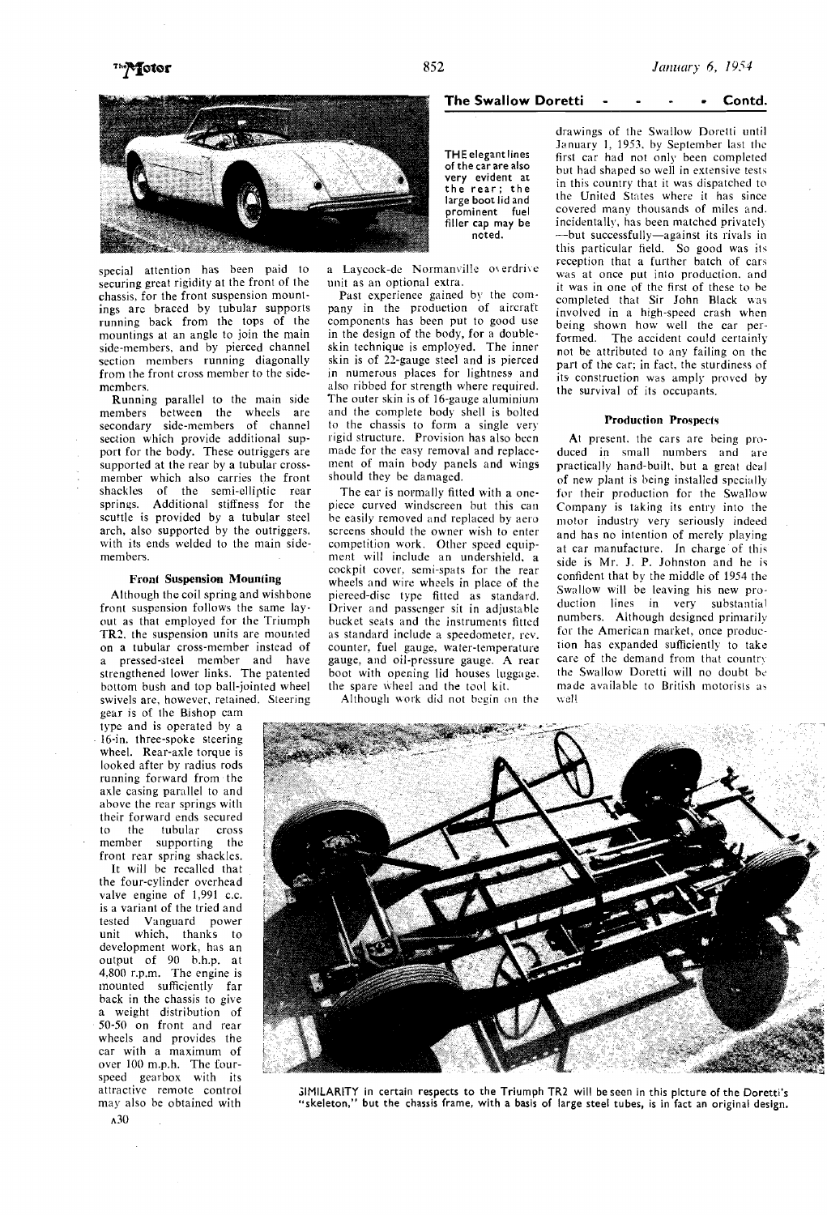## The Swallow Doretti - - - - Contd.

THE elegant lines of the car are also very evident at the rear; the large boot lid and prominent fuel filler cap may be noted.

special attention has been paid to securing great rigidity at the front of the chassis, for the front suspension mountings are braced by tubular supports running back from the tops of the mountings at an angle to join the main side-members, and by pierced channel section members running diagonally from the front cross member to the side-members.

Running parallel to the main side members between the wheels are secondary side-members of channel section which provide additional support for the body. These outriggers are supported at the rear by a tubular cross-member which also carries the front shackles of the semi-elliptic rear springs. Additional stiffness for the scuttle is provided by a tubular steel arch, also supported by the outriggers, with its ends welded to the main side-members.

### Front Suspension Mounting

Although the coil spring and wishbone front suspension follows the same layout as that employed for the Triumph TR2, the suspension units are mounted on a tubular cross-member instead of a pressed-steel member and have strengthened lower links. The patented bottom bush and top ball-jointed wheel swivels are, however, retained. Steering gear is of the Bishop cam type and is operated by a 16-in. three-spoke steering wheel. Rear-axle torque is looked after by radius rods running forward from the axle casing parallel to and above the rear springs with their forward ends secured to the tubular cross member supporting the front rear spring shackles.

It will be recalled that the four-cylinder overhead valve engine of 1,991 c.c. is a variant of the tried and tested Vanguard power unit which, thanks to development work, has an output of 90 b.h.p. at 4,800 r.p.m. The engine is mounted sufficiently far back in the chassis to give a weight distribution of 50-50 on front and rear wheels and provides the car with a maximum of over 100 m.p.h. The four-speed gearbox with its attractive remote control may also be obtained with a Laycock-de Normanville overdrive unit as an optional extra.

Past experience gained by the company in the production of aircraft components has been put to good use in the design of the body, for a double-skin technique is employed. The inner skin is of 22-gauge steel and is pierced in numerous places for lightness and also ribbed for strength where required. The outer skin is of 16-gauge aluminium and the complete body shell is bolted to the chassis to form a single very rigid structure. Provision has also been made for the easy removal and replacement of main body panels and wings should they be damaged.

The car is normally fitted with a one-piece curved windscreen but this can be easily removed and replaced by aero screens should the owner wish to enter competition work. Other speed equipment will include an undershield, a cockpit cover, semi-spats for the rear wheels and wire wheels in place of the pierced-disc type fitted as standard. Driver and passenger sit in adjustable bucket seats and the instruments fitted as standard include a speedometer, rev. counter, fuel gauge, water-temperature gauge, and oil-pressure gauge. A rear boot with opening lid houses luggage, the spare wheel and the tool kit.

Although work did not begin on the drawings of the Swallow Doretti until January 1, 1953, by September last the first car had not only been completed but had shaped so well in extensive tests in this country that it was dispatched to the United States where it has since covered many thousands of miles and, incidentally, has been matched privately —but successfully—against its rivals in this particular field. So good was its reception that a further batch of cars was at once put into production, and it was in one of the first of these to be completed that Sir John Black was involved in a high-speed crash when being shown how well the car performed. The accident could certainly not be attributed to any failing on the part of the car; in fact, the sturdiness of its construction was amply proved by the survival of its occupants.

### Production Prospects

At present, the cars are being produced in small numbers and are practically hand-built, but a great deal of new plant is being installed specially for their production for the Swallow Company is taking its entry into the motor industry very seriously indeed and has no intention of merely playing at car manufacture. In charge of this side is Mr. J. P. Johnston and he is confident that by the middle of 1954 the Swallow will be leaving his new production lines in very substantial numbers. Although designed primarily for the American market, once production has expanded sufficiently to take care of the demand from that country the Swallow Doretti will no doubt be made available to British motorists as well

SIMILARITY in certain respects to the Triumph TR2 will be seen in this picture of the Doretti's "skeleton," but the chassis frame, with a basis of large steel tubes, is in fact an original design.